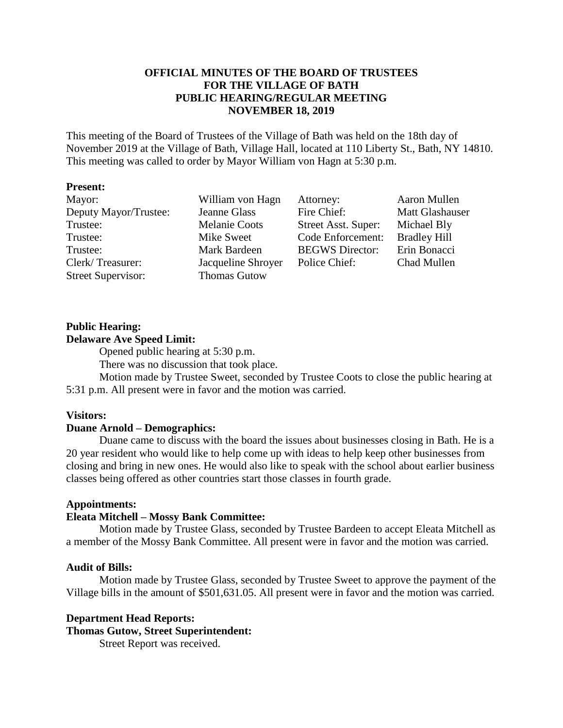# OFFICIAL MINUTES OF THE BOARD OF TRUSTEES FOR THE VILLAGE OF BATH PUBLIC HEARING/REGULAR MEETING NOVEMBER 18, 2019

This meeting of the Board of Trustees of the Village of Bath was held on the 18th day of November 2019 at the Village of Bath, Village Hall, located at 110 Liberty St., Bath, NY 14810. This meeting was called to order by Mayor William von Hagn at 5:30 p.m.

**Present:**

| | | | |
|---|---|---|---|
| Mayor: | William von Hagn | Attorney: | Aaron Mullen |
| Deputy Mayor/Trustee: | Jeanne Glass | Fire Chief: | Matt Glashauser |
| Trustee: | Melanie Coots | Street Asst. Super: | Michael Bly |
| Trustee: | Mike Sweet | Code Enforcement: | Bradley Hill |
| Trustee: | Mark Bardeen | BEGWS Director: | Erin Bonacci |
| Clerk/ Treasurer: | Jacqueline Shroyer | Police Chief: | Chad Mullen |
| Street Supervisor: | Thomas Gutow | | |

**Public Hearing:**

**Delaware Ave Speed Limit:**

Opened public hearing at 5:30 p.m.

There was no discussion that took place.

Motion made by Trustee Sweet, seconded by Trustee Coots to close the public hearing at 5:31 p.m. All present were in favor and the motion was carried.

**Visitors:**

**Duane Arnold – Demographics:**

Duane came to discuss with the board the issues about businesses closing in Bath. He is a 20 year resident who would like to help come up with ideas to help keep other businesses from closing and bring in new ones. He would also like to speak with the school about earlier business classes being offered as other countries start those classes in fourth grade.

**Appointments:**

**Eleata Mitchell – Mossy Bank Committee:**

Motion made by Trustee Glass, seconded by Trustee Bardeen to accept Eleata Mitchell as a member of the Mossy Bank Committee. All present were in favor and the motion was carried.

**Audit of Bills:**

Motion made by Trustee Glass, seconded by Trustee Sweet to approve the payment of the Village bills in the amount of $501,631.05. All present were in favor and the motion was carried.

**Department Head Reports:**

**Thomas Gutow, Street Superintendent:**

Street Report was received.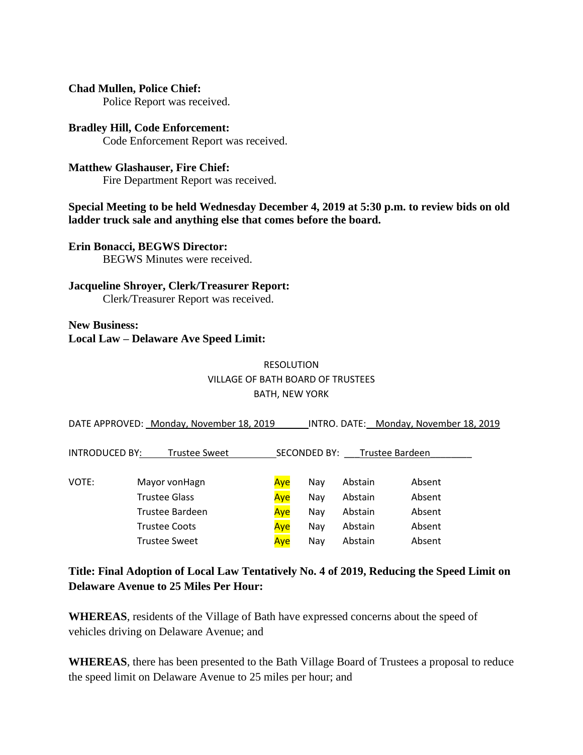**Chad Mullen, Police Chief:**
Police Report was received.

**Bradley Hill, Code Enforcement:**
Code Enforcement Report was received.

**Matthew Glashauser, Fire Chief:**
Fire Department Report was received.

**Special Meeting to be held Wednesday December 4, 2019 at 5:30 p.m. to review bids on old ladder truck sale and anything else that comes before the board.**

**Erin Bonacci, BEGWS Director:**
BEGWS Minutes were received.

**Jacqueline Shroyer, Clerk/Treasurer Report:**
Clerk/Treasurer Report was received.

**New Business:**
**Local Law – Delaware Ave Speed Limit:**

RESOLUTION
VILLAGE OF BATH BOARD OF TRUSTEES
BATH, NEW YORK

DATE APPROVED: Monday, November 18, 2019 INTRO. DATE: Monday, November 18, 2019

INTRODUCED BY: Trustee Sweet SECONDED BY: Trustee Bardeen

| VOTE: | | | | | |
|---|---|---|---|---|---|
| | Mayor vonHagn | Aye | Nay | Abstain | Absent |
| | Trustee Glass | Aye | Nay | Abstain | Absent |
| | Trustee Bardeen | Aye | Nay | Abstain | Absent |
| | Trustee Coots | Aye | Nay | Abstain | Absent |
| | Trustee Sweet | Aye | Nay | Abstain | Absent |

**Title: Final Adoption of Local Law Tentatively No. 4 of 2019, Reducing the Speed Limit on Delaware Avenue to 25 Miles Per Hour:**

**WHEREAS**, residents of the Village of Bath have expressed concerns about the speed of vehicles driving on Delaware Avenue; and

**WHEREAS**, there has been presented to the Bath Village Board of Trustees a proposal to reduce the speed limit on Delaware Avenue to 25 miles per hour; and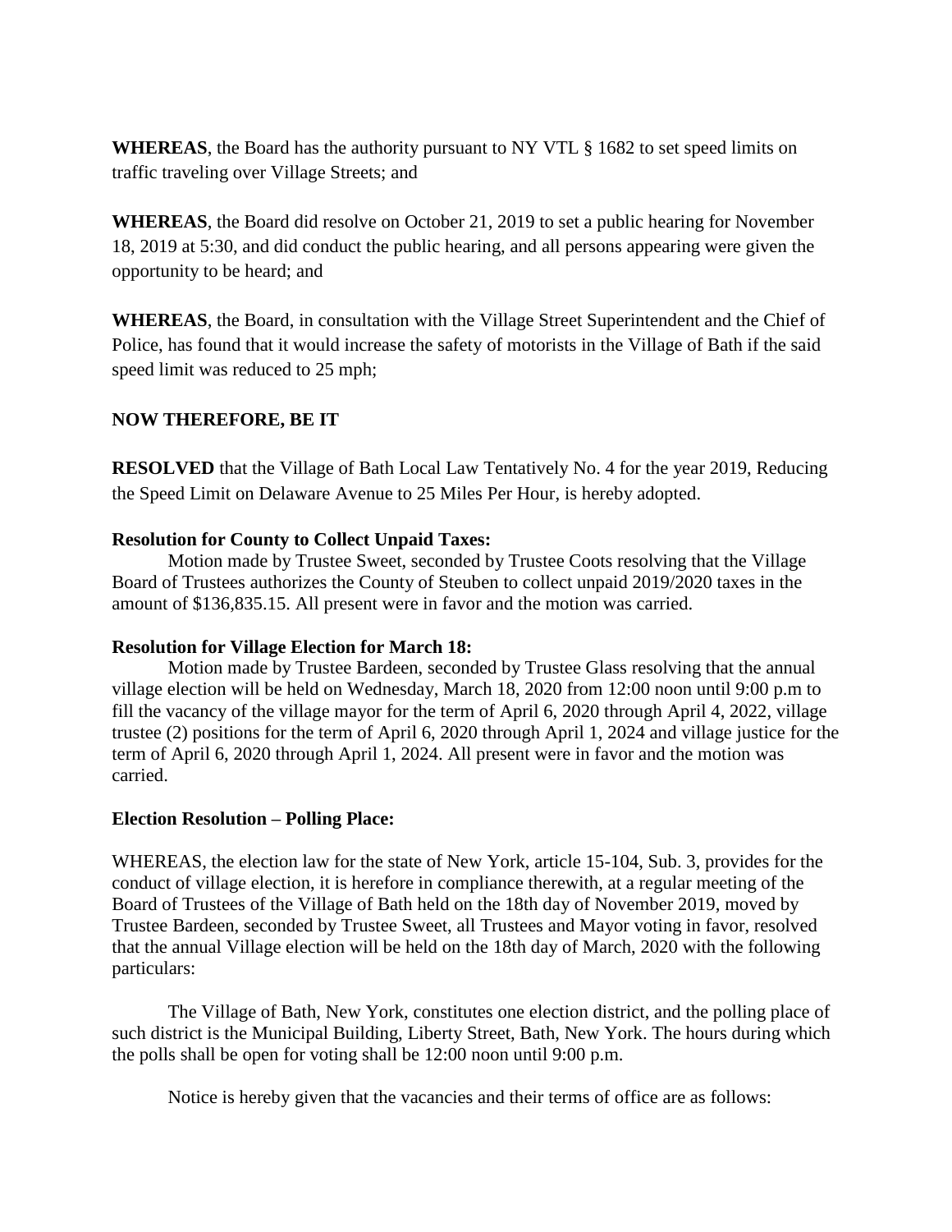**WHEREAS**, the Board has the authority pursuant to NY VTL § 1682 to set speed limits on traffic traveling over Village Streets; and

**WHEREAS**, the Board did resolve on October 21, 2019 to set a public hearing for November 18, 2019 at 5:30, and did conduct the public hearing, and all persons appearing were given the opportunity to be heard; and

**WHEREAS**, the Board, in consultation with the Village Street Superintendent and the Chief of Police, has found that it would increase the safety of motorists in the Village of Bath if the said speed limit was reduced to 25 mph;

**NOW THEREFORE, BE IT**

**RESOLVED** that the Village of Bath Local Law Tentatively No. 4 for the year 2019, Reducing the Speed Limit on Delaware Avenue to 25 Miles Per Hour, is hereby adopted.

**Resolution for County to Collect Unpaid Taxes:**

Motion made by Trustee Sweet, seconded by Trustee Coots resolving that the Village Board of Trustees authorizes the County of Steuben to collect unpaid 2019/2020 taxes in the amount of $136,835.15. All present were in favor and the motion was carried.

**Resolution for Village Election for March 18:**

Motion made by Trustee Bardeen, seconded by Trustee Glass resolving that the annual village election will be held on Wednesday, March 18, 2020 from 12:00 noon until 9:00 p.m to fill the vacancy of the village mayor for the term of April 6, 2020 through April 4, 2022, village trustee (2) positions for the term of April 6, 2020 through April 1, 2024 and village justice for the term of April 6, 2020 through April 1, 2024. All present were in favor and the motion was carried.

**Election Resolution – Polling Place:**

WHEREAS, the election law for the state of New York, article 15-104, Sub. 3, provides for the conduct of village election, it is herefore in compliance therewith, at a regular meeting of the Board of Trustees of the Village of Bath held on the 18th day of November 2019, moved by Trustee Bardeen, seconded by Trustee Sweet, all Trustees and Mayor voting in favor, resolved that the annual Village election will be held on the 18th day of March, 2020 with the following particulars:

The Village of Bath, New York, constitutes one election district, and the polling place of such district is the Municipal Building, Liberty Street, Bath, New York. The hours during which the polls shall be open for voting shall be 12:00 noon until 9:00 p.m.

Notice is hereby given that the vacancies and their terms of office are as follows: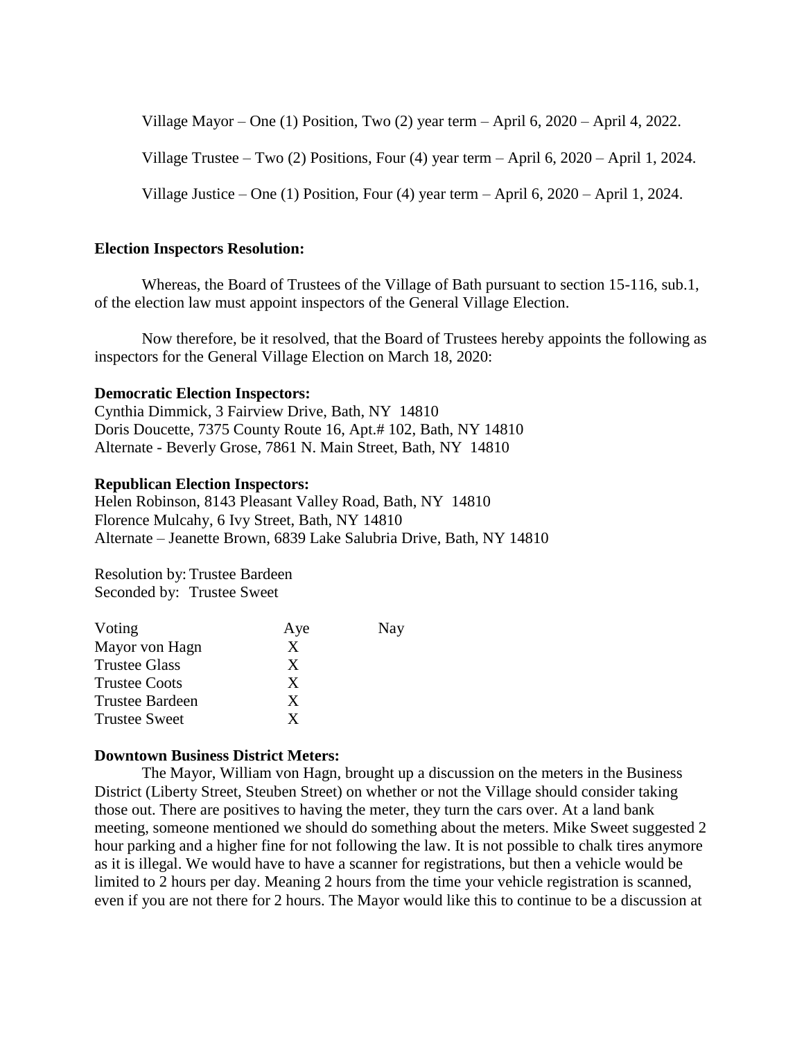Village Mayor – One (1) Position, Two (2) year term – April 6, 2020 – April 4, 2022.

Village Trustee – Two (2) Positions, Four (4) year term – April 6, 2020 – April 1, 2024.

Village Justice – One (1) Position, Four (4) year term – April 6, 2020 – April 1, 2024.

**Election Inspectors Resolution:**

Whereas, the Board of Trustees of the Village of Bath pursuant to section 15-116, sub.1, of the election law must appoint inspectors of the General Village Election.

Now therefore, be it resolved, that the Board of Trustees hereby appoints the following as inspectors for the General Village Election on March 18, 2020:

**Democratic Election Inspectors:**
Cynthia Dimmick, 3 Fairview Drive, Bath, NY 14810
Doris Doucette, 7375 County Route 16, Apt.# 102, Bath, NY 14810
Alternate - Beverly Grose, 7861 N. Main Street, Bath, NY 14810

**Republican Election Inspectors:**
Helen Robinson, 8143 Pleasant Valley Road, Bath, NY 14810
Florence Mulcahy, 6 Ivy Street, Bath, NY 14810
Alternate – Jeanette Brown, 6839 Lake Salubria Drive, Bath, NY 14810

Resolution by: Trustee Bardeen
Seconded by: Trustee Sweet

| Voting | Aye | Nay |
|---|---|---|
| Mayor von Hagn | X | |
| Trustee Glass | X | |
| Trustee Coots | X | |
| Trustee Bardeen | X | |
| Trustee Sweet | X | |

**Downtown Business District Meters:**

The Mayor, William von Hagn, brought up a discussion on the meters in the Business District (Liberty Street, Steuben Street) on whether or not the Village should consider taking those out. There are positives to having the meter, they turn the cars over. At a land bank meeting, someone mentioned we should do something about the meters. Mike Sweet suggested 2 hour parking and a higher fine for not following the law. It is not possible to chalk tires anymore as it is illegal. We would have to have a scanner for registrations, but then a vehicle would be limited to 2 hours per day. Meaning 2 hours from the time your vehicle registration is scanned, even if you are not there for 2 hours. The Mayor would like this to continue to be a discussion at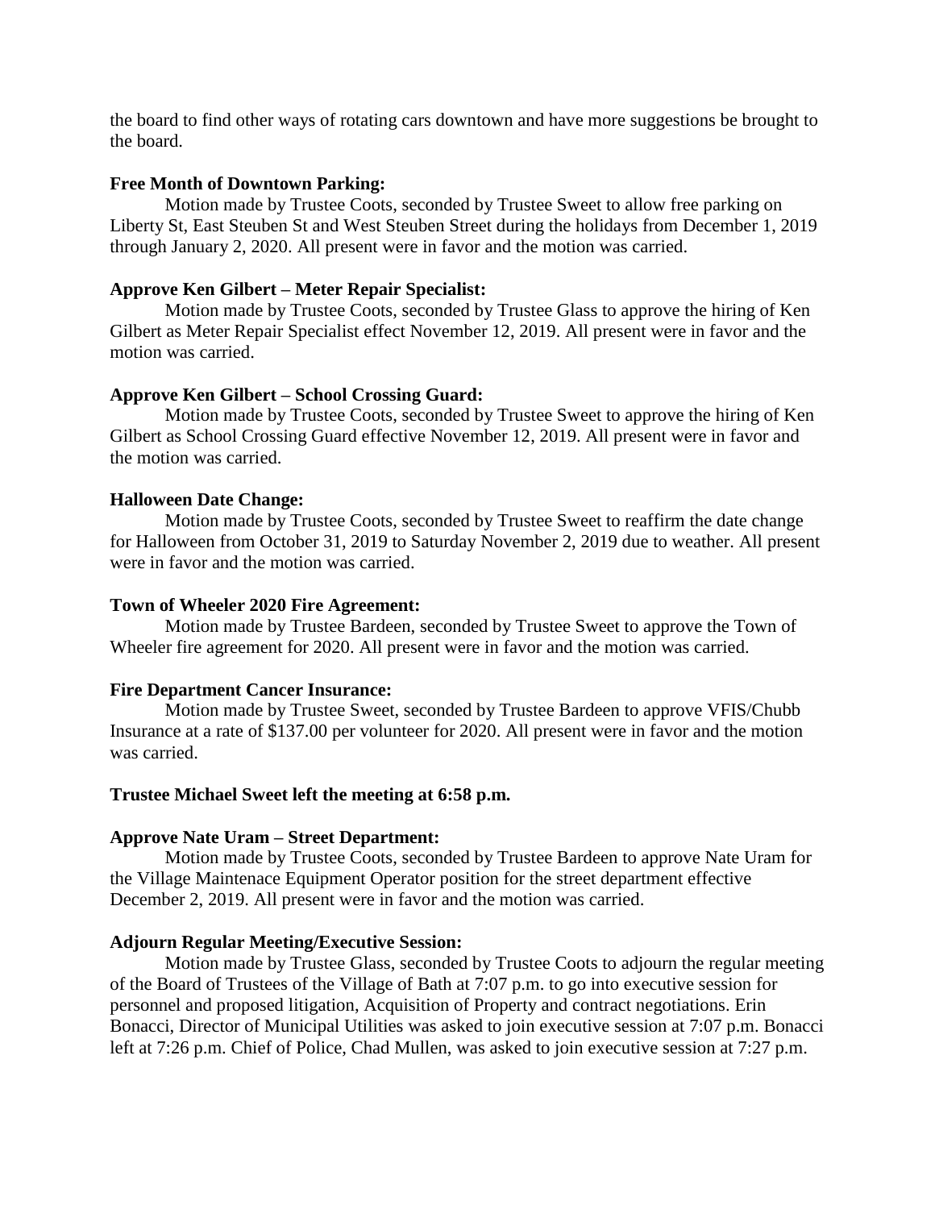the board to find other ways of rotating cars downtown and have more suggestions be brought to the board.

**Free Month of Downtown Parking:**

Motion made by Trustee Coots, seconded by Trustee Sweet to allow free parking on Liberty St, East Steuben St and West Steuben Street during the holidays from December 1, 2019 through January 2, 2020. All present were in favor and the motion was carried.

**Approve Ken Gilbert – Meter Repair Specialist:**

Motion made by Trustee Coots, seconded by Trustee Glass to approve the hiring of Ken Gilbert as Meter Repair Specialist effect November 12, 2019. All present were in favor and the motion was carried.

**Approve Ken Gilbert – School Crossing Guard:**

Motion made by Trustee Coots, seconded by Trustee Sweet to approve the hiring of Ken Gilbert as School Crossing Guard effective November 12, 2019. All present were in favor and the motion was carried.

**Halloween Date Change:**

Motion made by Trustee Coots, seconded by Trustee Sweet to reaffirm the date change for Halloween from October 31, 2019 to Saturday November 2, 2019 due to weather. All present were in favor and the motion was carried.

**Town of Wheeler 2020 Fire Agreement:**

Motion made by Trustee Bardeen, seconded by Trustee Sweet to approve the Town of Wheeler fire agreement for 2020. All present were in favor and the motion was carried.

**Fire Department Cancer Insurance:**

Motion made by Trustee Sweet, seconded by Trustee Bardeen to approve VFIS/Chubb Insurance at a rate of $137.00 per volunteer for 2020. All present were in favor and the motion was carried.

**Trustee Michael Sweet left the meeting at 6:58 p.m.**

**Approve Nate Uram – Street Department:**

Motion made by Trustee Coots, seconded by Trustee Bardeen to approve Nate Uram for the Village Maintenace Equipment Operator position for the street department effective December 2, 2019. All present were in favor and the motion was carried.

**Adjourn Regular Meeting/Executive Session:**

Motion made by Trustee Glass, seconded by Trustee Coots to adjourn the regular meeting of the Board of Trustees of the Village of Bath at 7:07 p.m. to go into executive session for personnel and proposed litigation, Acquisition of Property and contract negotiations. Erin Bonacci, Director of Municipal Utilities was asked to join executive session at 7:07 p.m. Bonacci left at 7:26 p.m. Chief of Police, Chad Mullen, was asked to join executive session at 7:27 p.m.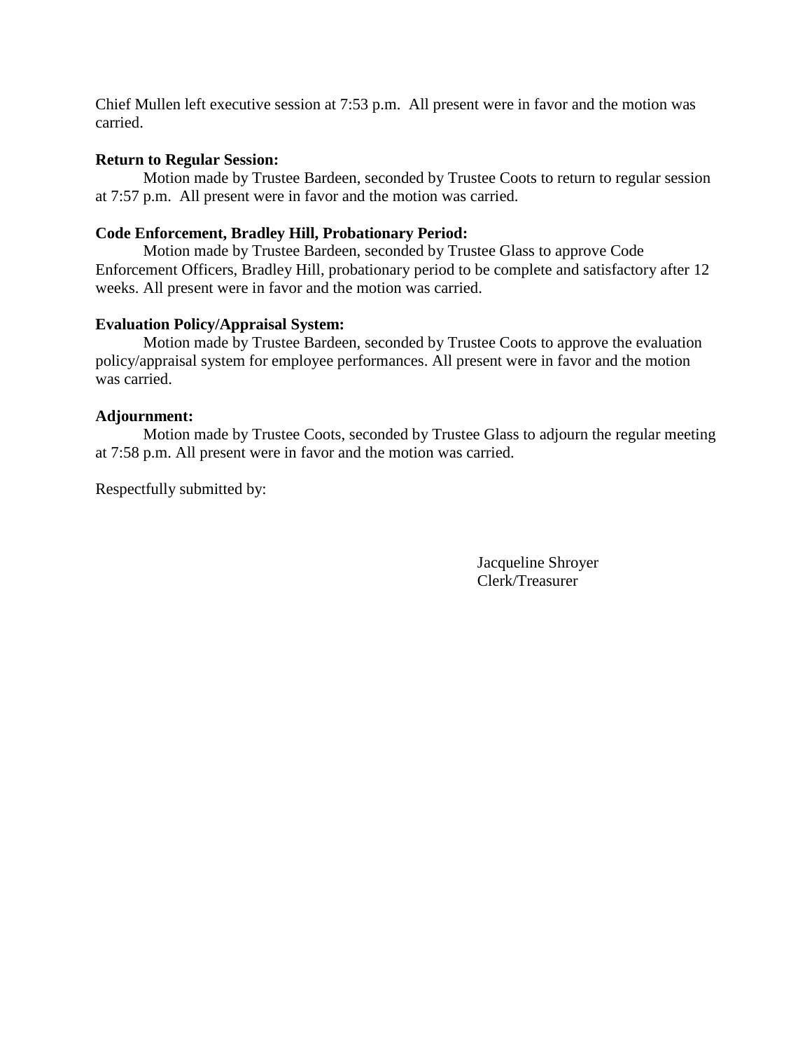Chief Mullen left executive session at 7:53 p.m. All present were in favor and the motion was carried.

**Return to Regular Session:**

Motion made by Trustee Bardeen, seconded by Trustee Coots to return to regular session at 7:57 p.m. All present were in favor and the motion was carried.

**Code Enforcement, Bradley Hill, Probationary Period:**

Motion made by Trustee Bardeen, seconded by Trustee Glass to approve Code Enforcement Officers, Bradley Hill, probationary period to be complete and satisfactory after 12 weeks. All present were in favor and the motion was carried.

**Evaluation Policy/Appraisal System:**

Motion made by Trustee Bardeen, seconded by Trustee Coots to approve the evaluation policy/appraisal system for employee performances. All present were in favor and the motion was carried.

**Adjournment:**

Motion made by Trustee Coots, seconded by Trustee Glass to adjourn the regular meeting at 7:58 p.m. All present were in favor and the motion was carried.

Respectfully submitted by:

Jacqueline Shroyer
Clerk/Treasurer